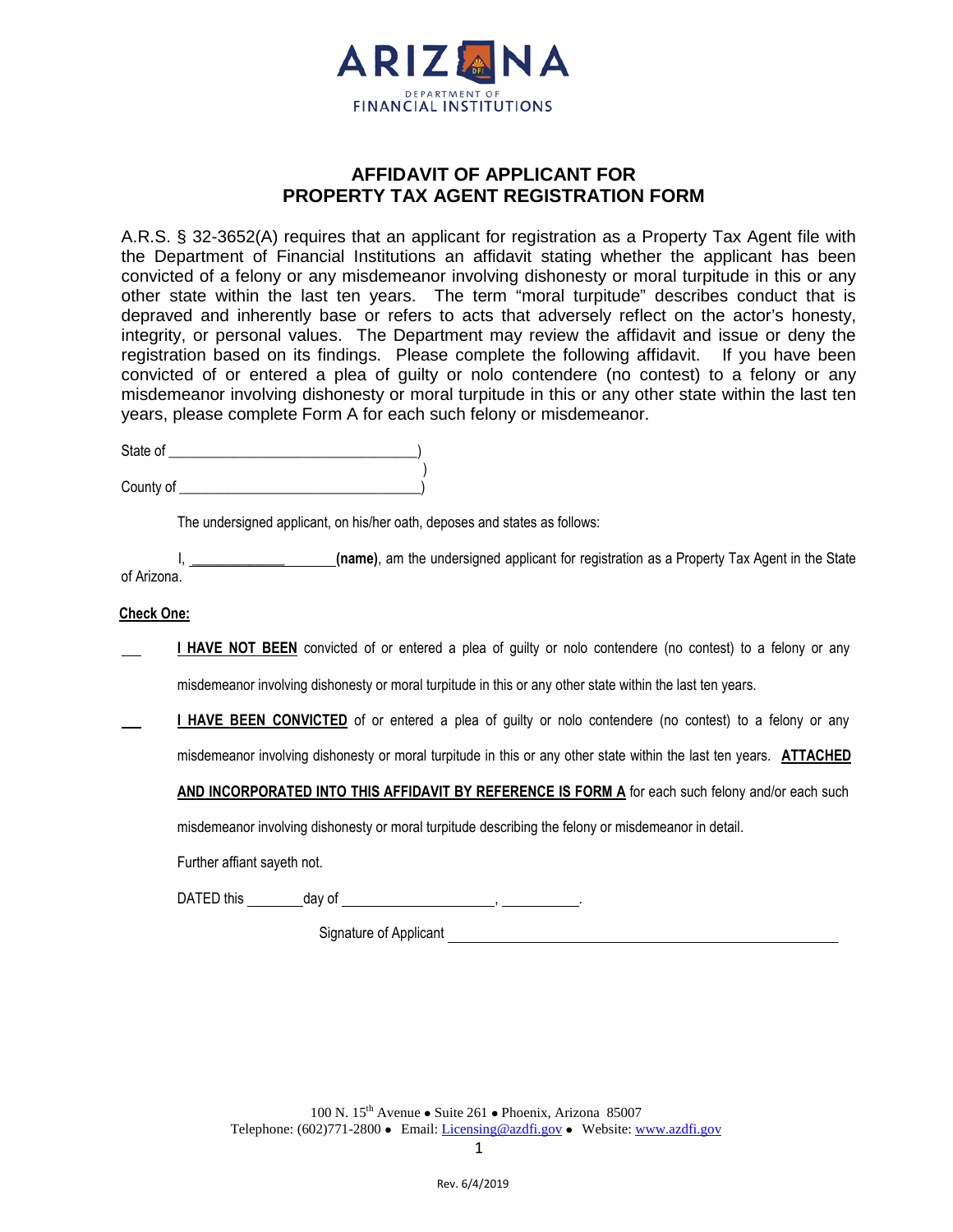ARIZONA
DEPARTMENT OF
FINANCIAL INSTITUTIONS

# AFFIDAVIT OF APPLICANT FOR PROPERTY TAX AGENT REGISTRATION FORM

A.R.S. § 32-3652(A) requires that an applicant for registration as a Property Tax Agent file with the Department of Financial Institutions an affidavit stating whether the applicant has been convicted of a felony or any misdemeanor involving dishonesty or moral turpitude in this or any other state within the last ten years. The term "moral turpitude" describes conduct that is depraved and inherently base or refers to acts that adversely reflect on the actor's honesty, integrity, or personal values. The Department may review the affidavit and issue or deny the registration based on its findings. Please complete the following affidavit. If you have been convicted of or entered a plea of guilty or nolo contendere (no contest) to a felony or any misdemeanor involving dishonesty or moral turpitude in this or any other state within the last ten years, please complete Form A for each such felony or misdemeanor.

State of ________________________________)
)
County of _______________________________)

The undersigned applicant, on his/her oath, deposes and states as follows:

I, ____________________ **(name)**, am the undersigned applicant for registration as a Property Tax Agent in the State of Arizona.

**Check One:**

___ **I HAVE NOT BEEN** convicted of or entered a plea of guilty or nolo contendere (no contest) to a felony or any misdemeanor involving dishonesty or moral turpitude in this or any other state within the last ten years.

___ **I HAVE BEEN CONVICTED** of or entered a plea of guilty or nolo contendere (no contest) to a felony or any misdemeanor involving dishonesty or moral turpitude in this or any other state within the last ten years. **ATTACHED AND INCORPORATED INTO THIS AFFIDAVIT BY REFERENCE IS FORM A** for each such felony and/or each such misdemeanor involving dishonesty or moral turpitude describing the felony or misdemeanor in detail.

Further affiant sayeth not.

DATED this ________ day of ____________________, __________.

Signature of Applicant ______________________________________________

100 N. 15th Avenue • Suite 261 • Phoenix, Arizona 85007
Telephone: (602)771-2800 • Email: Licensing@azdfi.gov • Website: www.azdfi.gov

Rev. 6/4/2019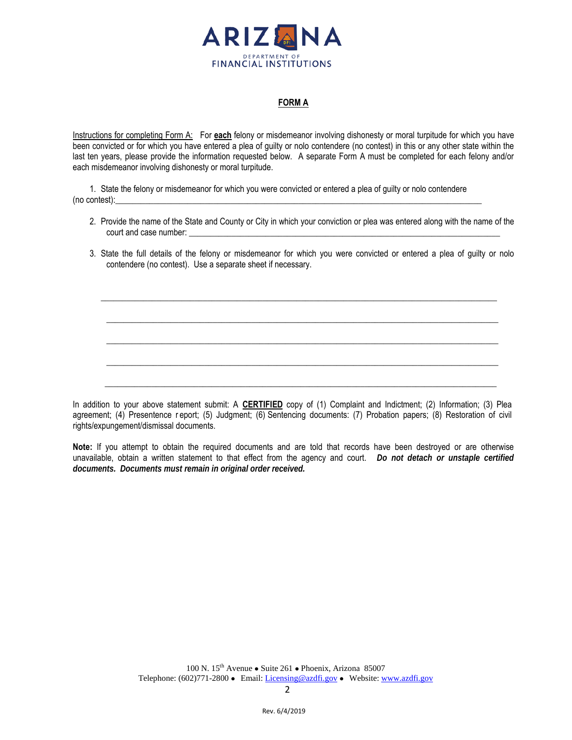ARIZONA
DEPARTMENT OF
FINANCIAL INSTITUTIONS

## FORM A

Instructions for completing Form A: For **each** felony or misdemeanor involving dishonesty or moral turpitude for which you have been convicted or for which you have entered a plea of guilty or nolo contendere (no contest) in this or any other state within the last ten years, please provide the information requested below. A separate Form A must be completed for each felony and/or each misdemeanor involving dishonesty or moral turpitude.

1. State the felony or misdemeanor for which you were convicted or entered a plea of guilty or nolo contendere (no contest):_______________________________________________________________________________

2. Provide the name of the State and County or City in which your conviction or plea was entered along with the name of the court and case number: ________________________________________________________________________

3. State the full details of the felony or misdemeanor for which you were convicted or entered a plea of guilty or nolo contendere (no contest). Use a separate sheet if necessary.

_______________________________________________________________________________

_______________________________________________________________________________

_______________________________________________________________________________

_______________________________________________________________________________

_______________________________________________________________________________

In addition to your above statement submit: A **CERTIFIED** copy of (1) Complaint and Indictment; (2) Information; (3) Plea agreement; (4) Presentence report; (5) Judgment; (6) Sentencing documents: (7) Probation papers; (8) Restoration of civil rights/expungement/dismissal documents.

**Note:** If you attempt to obtain the required documents and are told that records have been destroyed or are otherwise unavailable, obtain a written statement to that effect from the agency and court. ***Do not detach or unstaple certified documents. Documents must remain in original order received.***

100 N. 15th Avenue • Suite 261 • Phoenix, Arizona 85007
Telephone: (602)771-2800 • Email: Licensing@azdfi.gov • Website: www.azdfi.gov

Rev. 6/4/2019